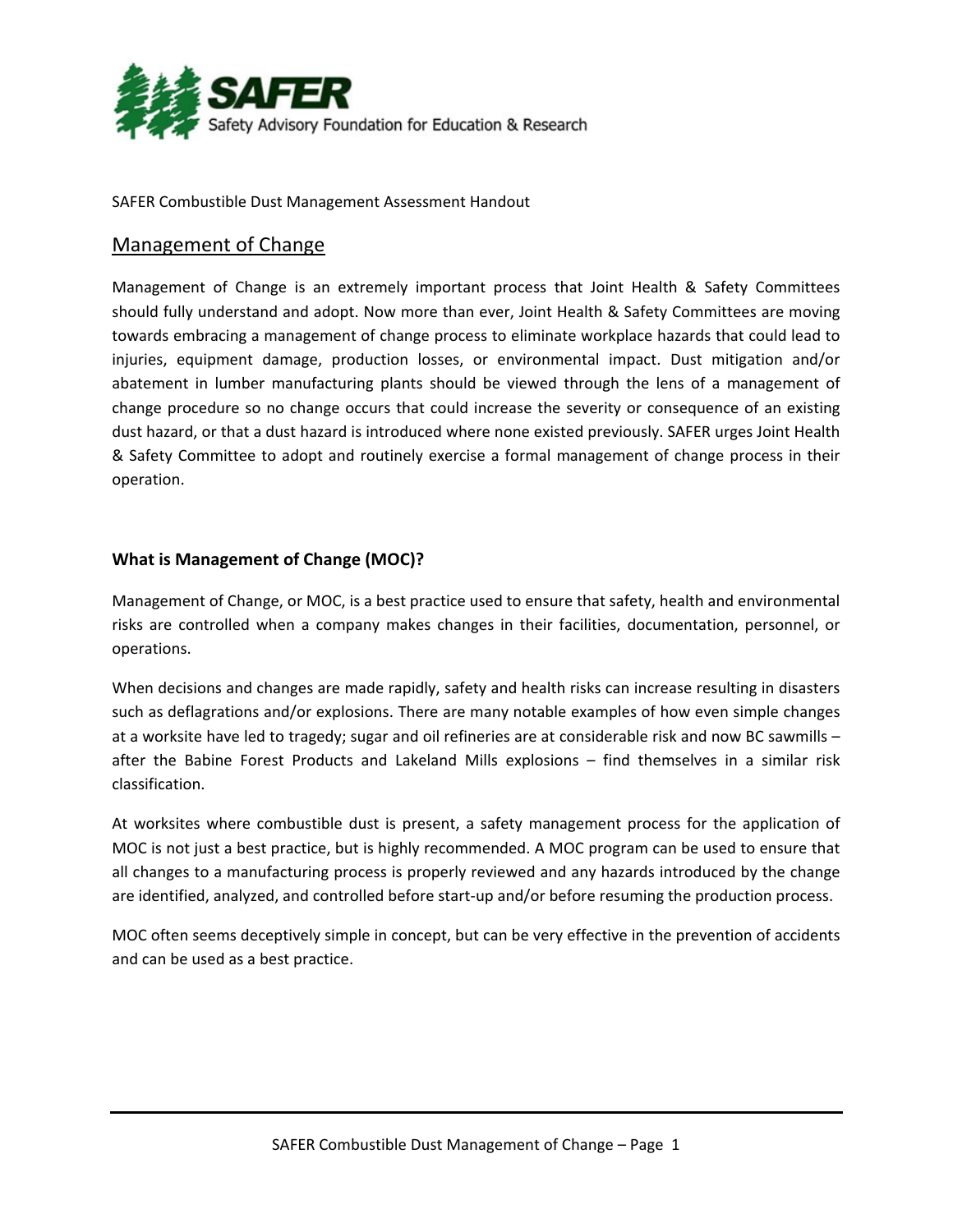SAFER
Safety Advisory Foundation for Education & Research

SAFER Combustible Dust Management Assessment Handout

## Management of Change

Management of Change is an extremely important process that Joint Health & Safety Committees should fully understand and adopt. Now more than ever, Joint Health & Safety Committees are moving towards embracing a management of change process to eliminate workplace hazards that could lead to injuries, equipment damage, production losses, or environmental impact. Dust mitigation and/or abatement in lumber manufacturing plants should be viewed through the lens of a management of change procedure so no change occurs that could increase the severity or consequence of an existing dust hazard, or that a dust hazard is introduced where none existed previously. SAFER urges Joint Health & Safety Committee to adopt and routinely exercise a formal management of change process in their operation.

### What is Management of Change (MOC)?

Management of Change, or MOC, is a best practice used to ensure that safety, health and environmental risks are controlled when a company makes changes in their facilities, documentation, personnel, or operations.

When decisions and changes are made rapidly, safety and health risks can increase resulting in disasters such as deflagrations and/or explosions. There are many notable examples of how even simple changes at a worksite have led to tragedy; sugar and oil refineries are at considerable risk and now BC sawmills – after the Babine Forest Products and Lakeland Mills explosions – find themselves in a similar risk classification.

At worksites where combustible dust is present, a safety management process for the application of MOC is not just a best practice, but is highly recommended. A MOC program can be used to ensure that all changes to a manufacturing process is properly reviewed and any hazards introduced by the change are identified, analyzed, and controlled before start-up and/or before resuming the production process.

MOC often seems deceptively simple in concept, but can be very effective in the prevention of accidents and can be used as a best practice.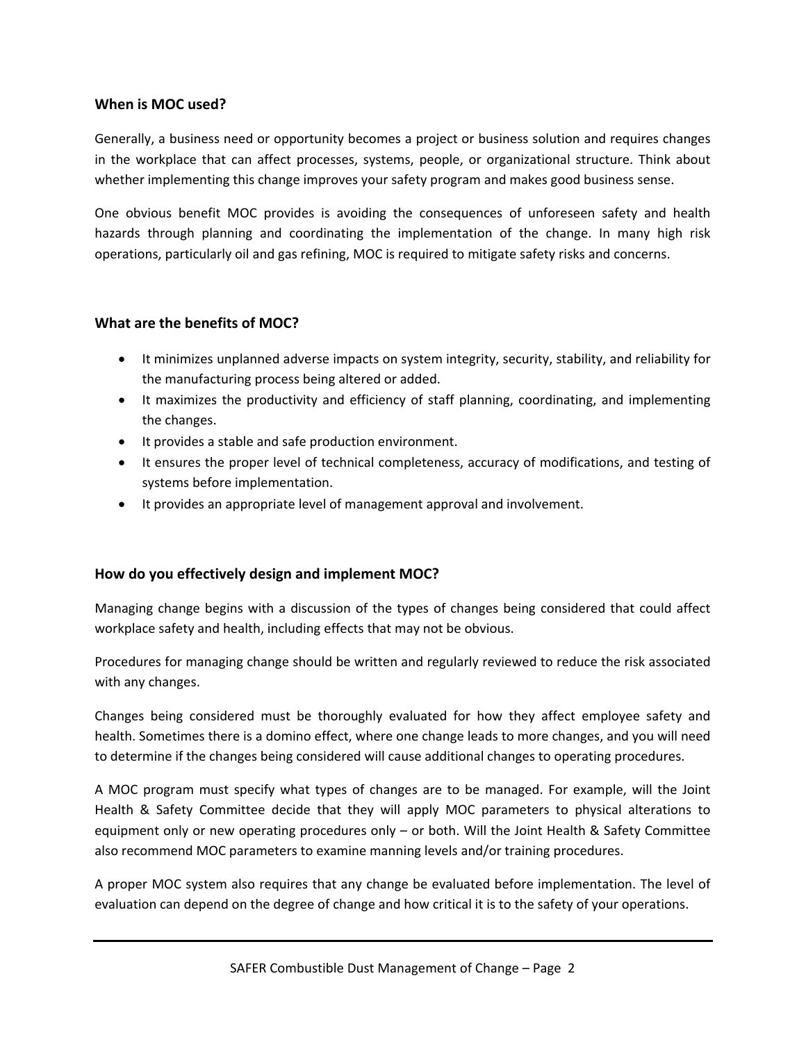### When is MOC used?

Generally, a business need or opportunity becomes a project or business solution and requires changes in the workplace that can affect processes, systems, people, or organizational structure. Think about whether implementing this change improves your safety program and makes good business sense.

One obvious benefit MOC provides is avoiding the consequences of unforeseen safety and health hazards through planning and coordinating the implementation of the change. In many high risk operations, particularly oil and gas refining, MOC is required to mitigate safety risks and concerns.

### What are the benefits of MOC?

- It minimizes unplanned adverse impacts on system integrity, security, stability, and reliability for the manufacturing process being altered or added.
- It maximizes the productivity and efficiency of staff planning, coordinating, and implementing the changes.
- It provides a stable and safe production environment.
- It ensures the proper level of technical completeness, accuracy of modifications, and testing of systems before implementation.
- It provides an appropriate level of management approval and involvement.

### How do you effectively design and implement MOC?

Managing change begins with a discussion of the types of changes being considered that could affect workplace safety and health, including effects that may not be obvious.

Procedures for managing change should be written and regularly reviewed to reduce the risk associated with any changes.

Changes being considered must be thoroughly evaluated for how they affect employee safety and health. Sometimes there is a domino effect, where one change leads to more changes, and you will need to determine if the changes being considered will cause additional changes to operating procedures.

A MOC program must specify what types of changes are to be managed. For example, will the Joint Health & Safety Committee decide that they will apply MOC parameters to physical alterations to equipment only or new operating procedures only – or both. Will the Joint Health & Safety Committee also recommend MOC parameters to examine manning levels and/or training procedures.

A proper MOC system also requires that any change be evaluated before implementation. The level of evaluation can depend on the degree of change and how critical it is to the safety of your operations.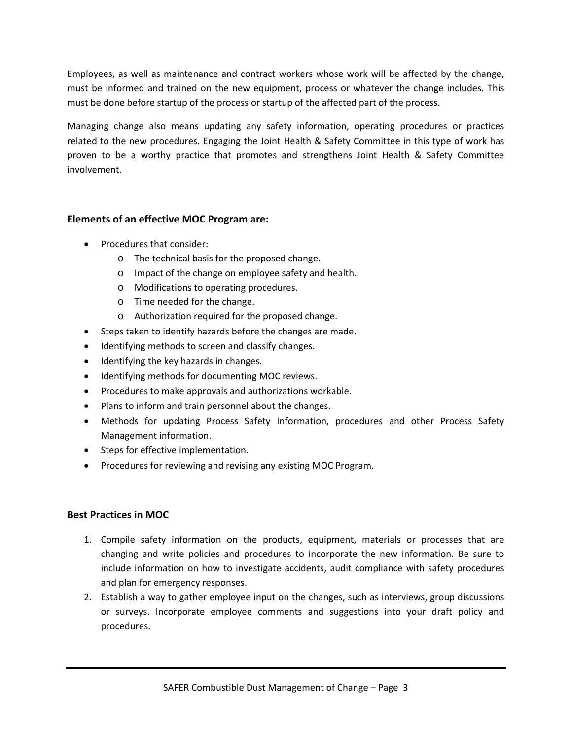Employees, as well as maintenance and contract workers whose work will be affected by the change, must be informed and trained on the new equipment, process or whatever the change includes. This must be done before startup of the process or startup of the affected part of the process.

Managing change also means updating any safety information, operating procedures or practices related to the new procedures. Engaging the Joint Health & Safety Committee in this type of work has proven to be a worthy practice that promotes and strengthens Joint Health & Safety Committee involvement.

### Elements of an effective MOC Program are:

- Procedures that consider:
  - The technical basis for the proposed change.
  - Impact of the change on employee safety and health.
  - Modifications to operating procedures.
  - Time needed for the change.
  - Authorization required for the proposed change.
- Steps taken to identify hazards before the changes are made.
- Identifying methods to screen and classify changes.
- Identifying the key hazards in changes.
- Identifying methods for documenting MOC reviews.
- Procedures to make approvals and authorizations workable.
- Plans to inform and train personnel about the changes.
- Methods for updating Process Safety Information, procedures and other Process Safety Management information.
- Steps for effective implementation.
- Procedures for reviewing and revising any existing MOC Program.

### Best Practices in MOC

1. Compile safety information on the products, equipment, materials or processes that are changing and write policies and procedures to incorporate the new information. Be sure to include information on how to investigate accidents, audit compliance with safety procedures and plan for emergency responses.
2. Establish a way to gather employee input on the changes, such as interviews, group discussions or surveys. Incorporate employee comments and suggestions into your draft policy and procedures.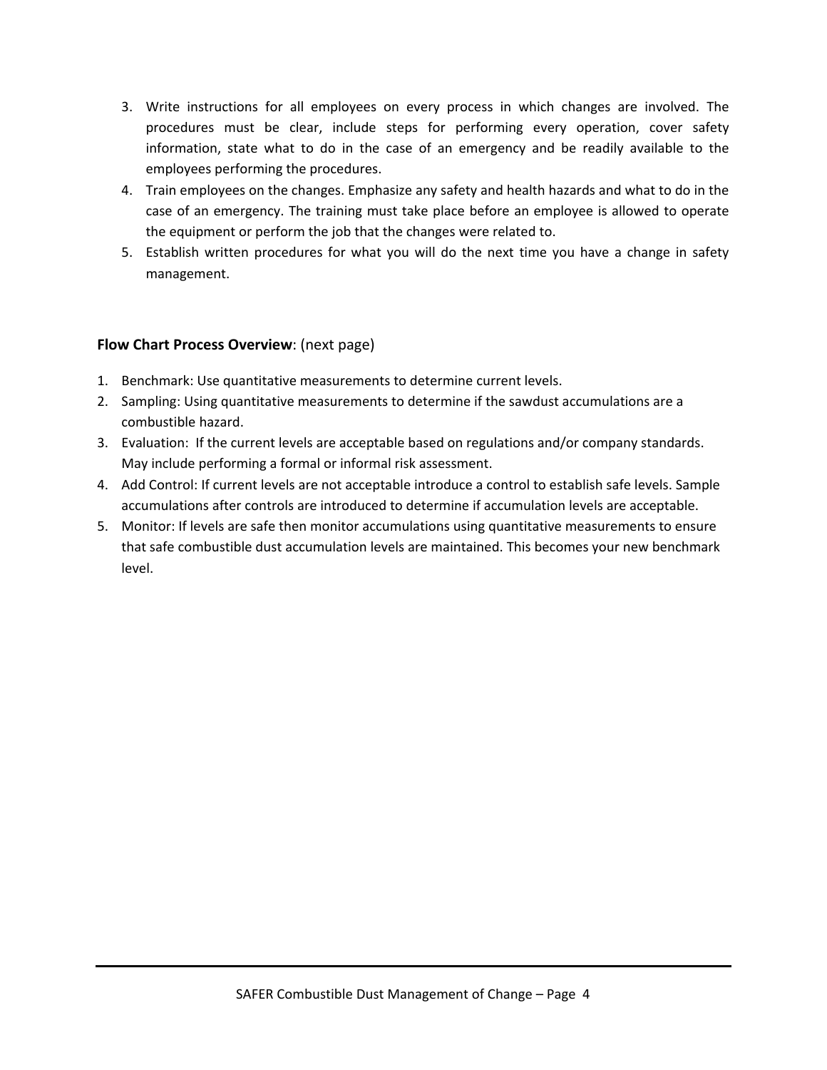3. Write instructions for all employees on every process in which changes are involved. The procedures must be clear, include steps for performing every operation, cover safety information, state what to do in the case of an emergency and be readily available to the employees performing the procedures.
4. Train employees on the changes. Emphasize any safety and health hazards and what to do in the case of an emergency. The training must take place before an employee is allowed to operate the equipment or perform the job that the changes were related to.
5. Establish written procedures for what you will do the next time you have a change in safety management.

**Flow Chart Process Overview**: (next page)

1. Benchmark: Use quantitative measurements to determine current levels.
2. Sampling: Using quantitative measurements to determine if the sawdust accumulations are a combustible hazard.
3. Evaluation: If the current levels are acceptable based on regulations and/or company standards. May include performing a formal or informal risk assessment.
4. Add Control: If current levels are not acceptable introduce a control to establish safe levels. Sample accumulations after controls are introduced to determine if accumulation levels are acceptable.
5. Monitor: If levels are safe then monitor accumulations using quantitative measurements to ensure that safe combustible dust accumulation levels are maintained. This becomes your new benchmark level.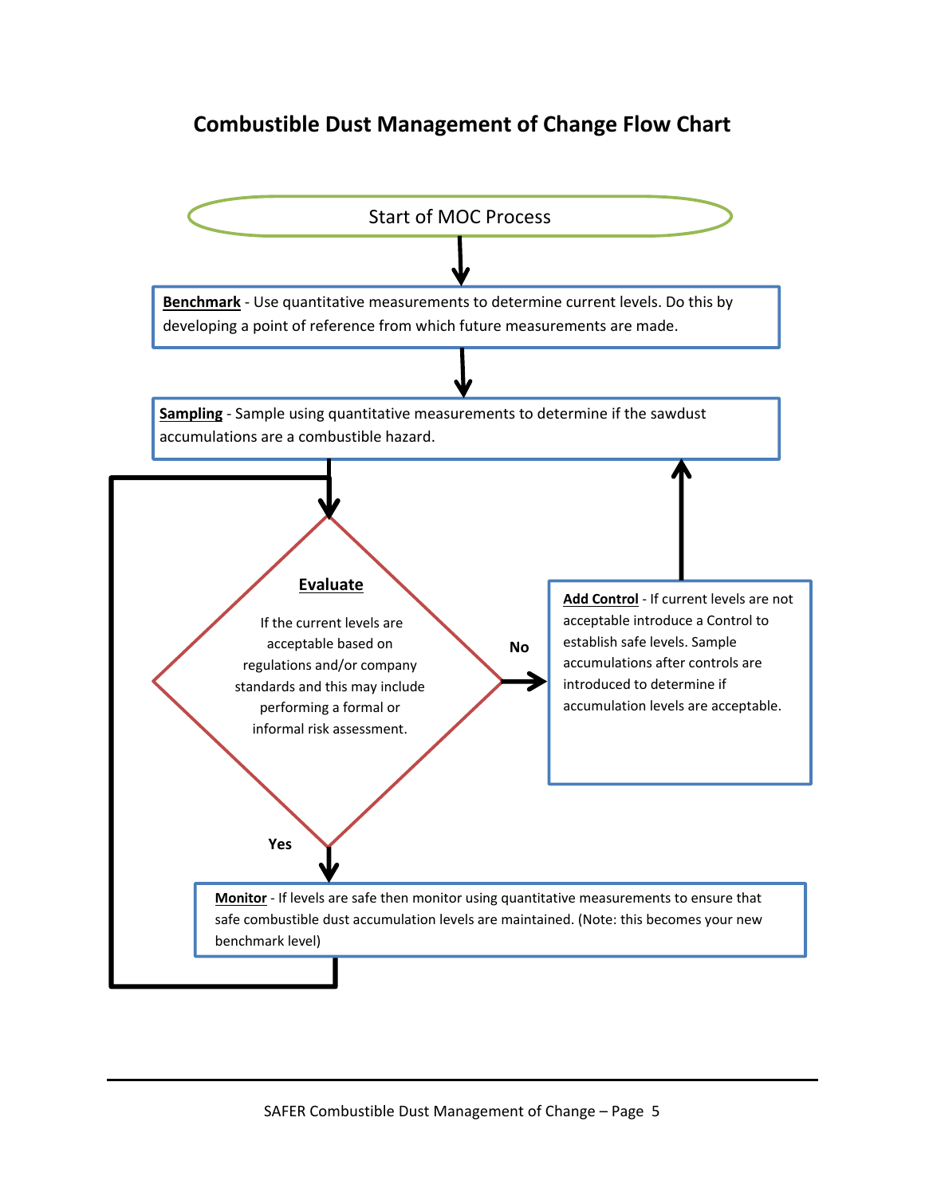# Combustible Dust Management of Change Flow Chart

Start of MOC Process

**Benchmark** - Use quantitative measurements to determine current levels. Do this by developing a point of reference from which future measurements are made.

**Sampling** - Sample using quantitative measurements to determine if the sawdust accumulations are a combustible hazard.

**Evaluate**

If the current levels are acceptable based on regulations and/or company standards and this may include performing a formal or informal risk assessment.

No

**Add Control** - If current levels are not acceptable introduce a Control to establish safe levels. Sample accumulations after controls are introduced to determine if accumulation levels are acceptable.

Yes

**Monitor** - If levels are safe then monitor using quantitative measurements to ensure that safe combustible dust accumulation levels are maintained. (Note: this becomes your new benchmark level)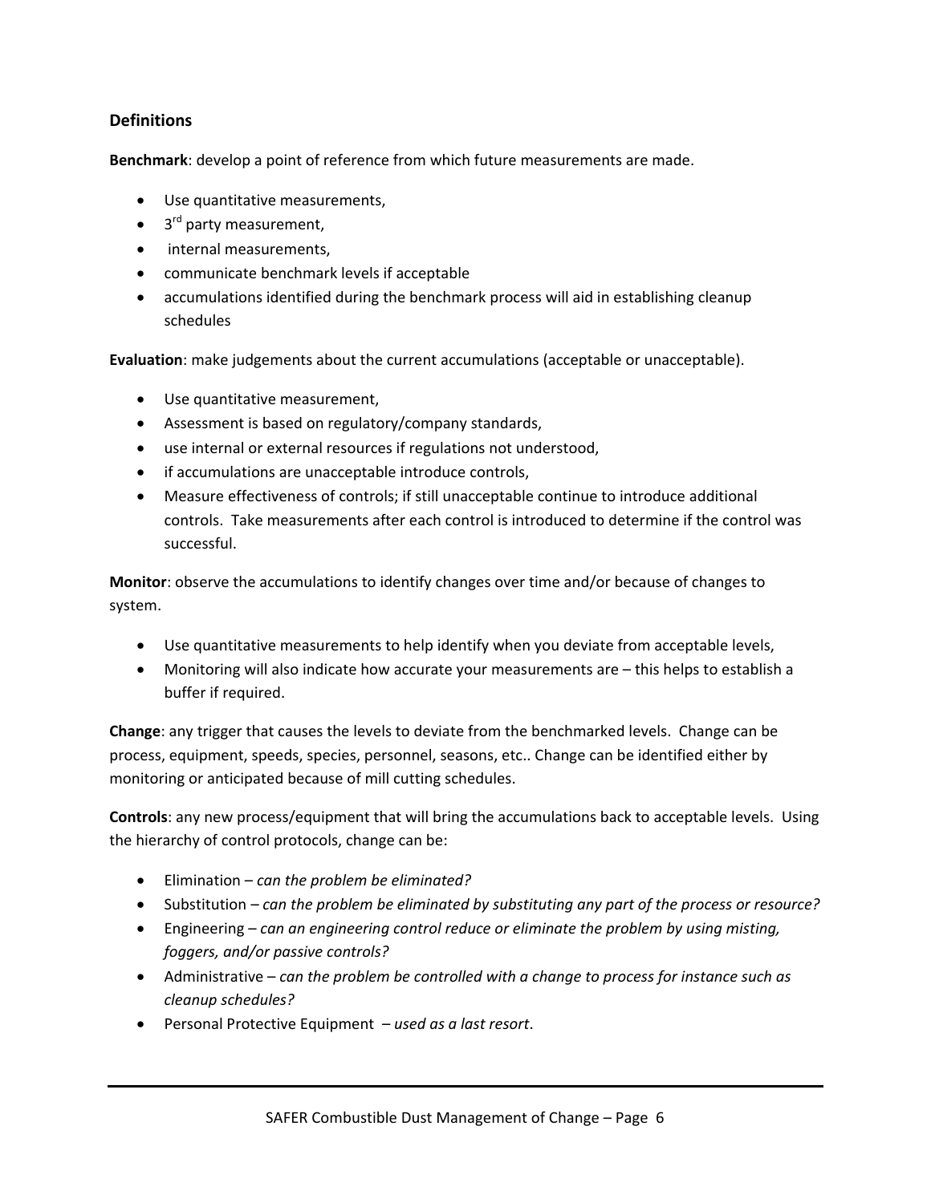## Definitions

**Benchmark**: develop a point of reference from which future measurements are made.

- Use quantitative measurements,
- 3rd party measurement,
- internal measurements,
- communicate benchmark levels if acceptable
- accumulations identified during the benchmark process will aid in establishing cleanup schedules

**Evaluation**: make judgements about the current accumulations (acceptable or unacceptable).

- Use quantitative measurement,
- Assessment is based on regulatory/company standards,
- use internal or external resources if regulations not understood,
- if accumulations are unacceptable introduce controls,
- Measure effectiveness of controls; if still unacceptable continue to introduce additional controls. Take measurements after each control is introduced to determine if the control was successful.

**Monitor**: observe the accumulations to identify changes over time and/or because of changes to system.

- Use quantitative measurements to help identify when you deviate from acceptable levels,
- Monitoring will also indicate how accurate your measurements are – this helps to establish a buffer if required.

**Change**: any trigger that causes the levels to deviate from the benchmarked levels. Change can be process, equipment, speeds, species, personnel, seasons, etc.. Change can be identified either by monitoring or anticipated because of mill cutting schedules.

**Controls**: any new process/equipment that will bring the accumulations back to acceptable levels. Using the hierarchy of control protocols, change can be:

- Elimination – *can the problem be eliminated?*
- Substitution – *can the problem be eliminated by substituting any part of the process or resource?*
- Engineering – *can an engineering control reduce or eliminate the problem by using misting, foggers, and/or passive controls?*
- Administrative – *can the problem be controlled with a change to process for instance such as cleanup schedules?*
- Personal Protective Equipment – *used as a last resort*.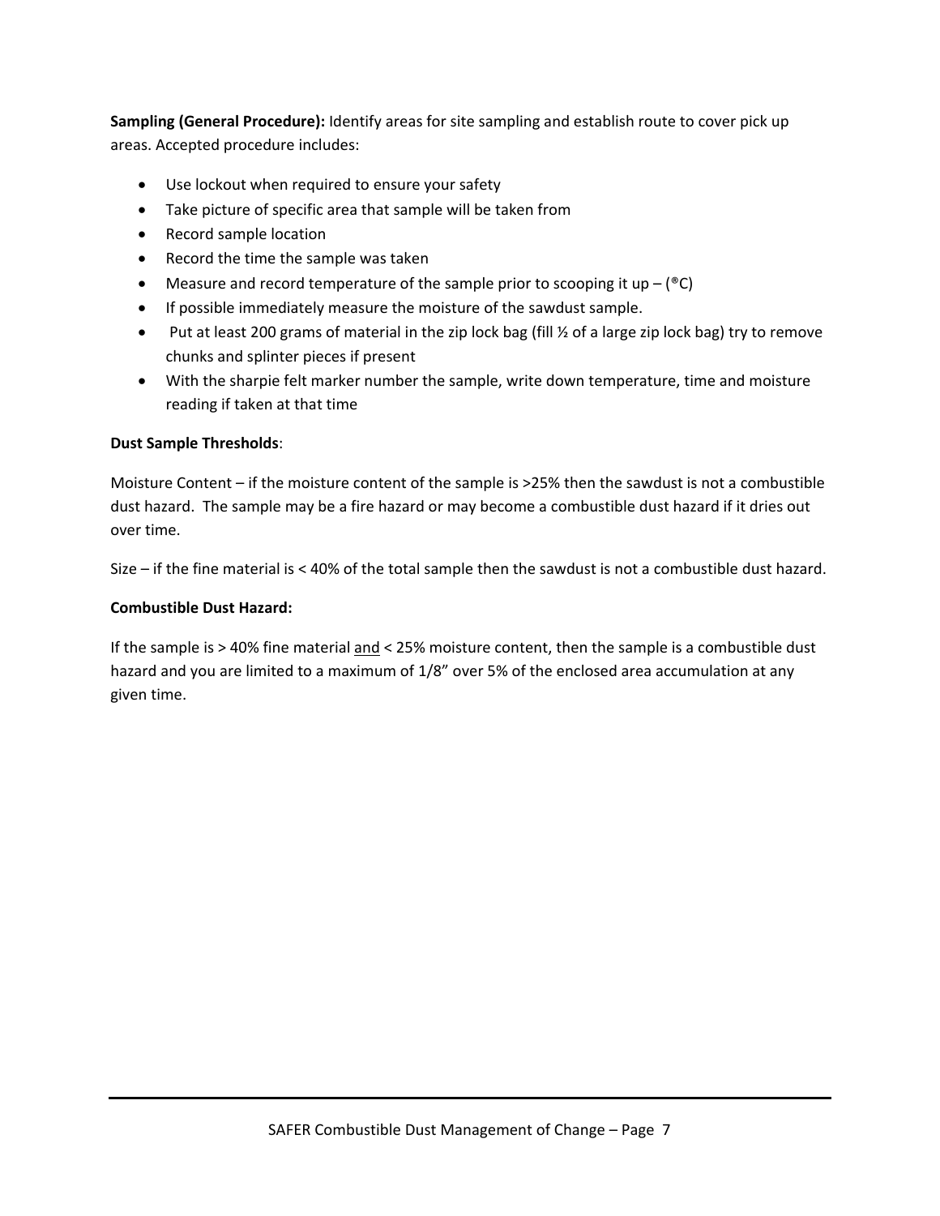**Sampling (General Procedure):** Identify areas for site sampling and establish route to cover pick up areas. Accepted procedure includes:

- Use lockout when required to ensure your safety
- Take picture of specific area that sample will be taken from
- Record sample location
- Record the time the sample was taken
- Measure and record temperature of the sample prior to scooping it up – (®C)
- If possible immediately measure the moisture of the sawdust sample.
- Put at least 200 grams of material in the zip lock bag (fill ½ of a large zip lock bag) try to remove chunks and splinter pieces if present
- With the sharpie felt marker number the sample, write down temperature, time and moisture reading if taken at that time

**Dust Sample Thresholds**:

Moisture Content – if the moisture content of the sample is >25% then the sawdust is not a combustible dust hazard. The sample may be a fire hazard or may become a combustible dust hazard if it dries out over time.

Size – if the fine material is < 40% of the total sample then the sawdust is not a combustible dust hazard.

**Combustible Dust Hazard:**

If the sample is > 40% fine material <u>and</u> < 25% moisture content, then the sample is a combustible dust hazard and you are limited to a maximum of 1/8" over 5% of the enclosed area accumulation at any given time.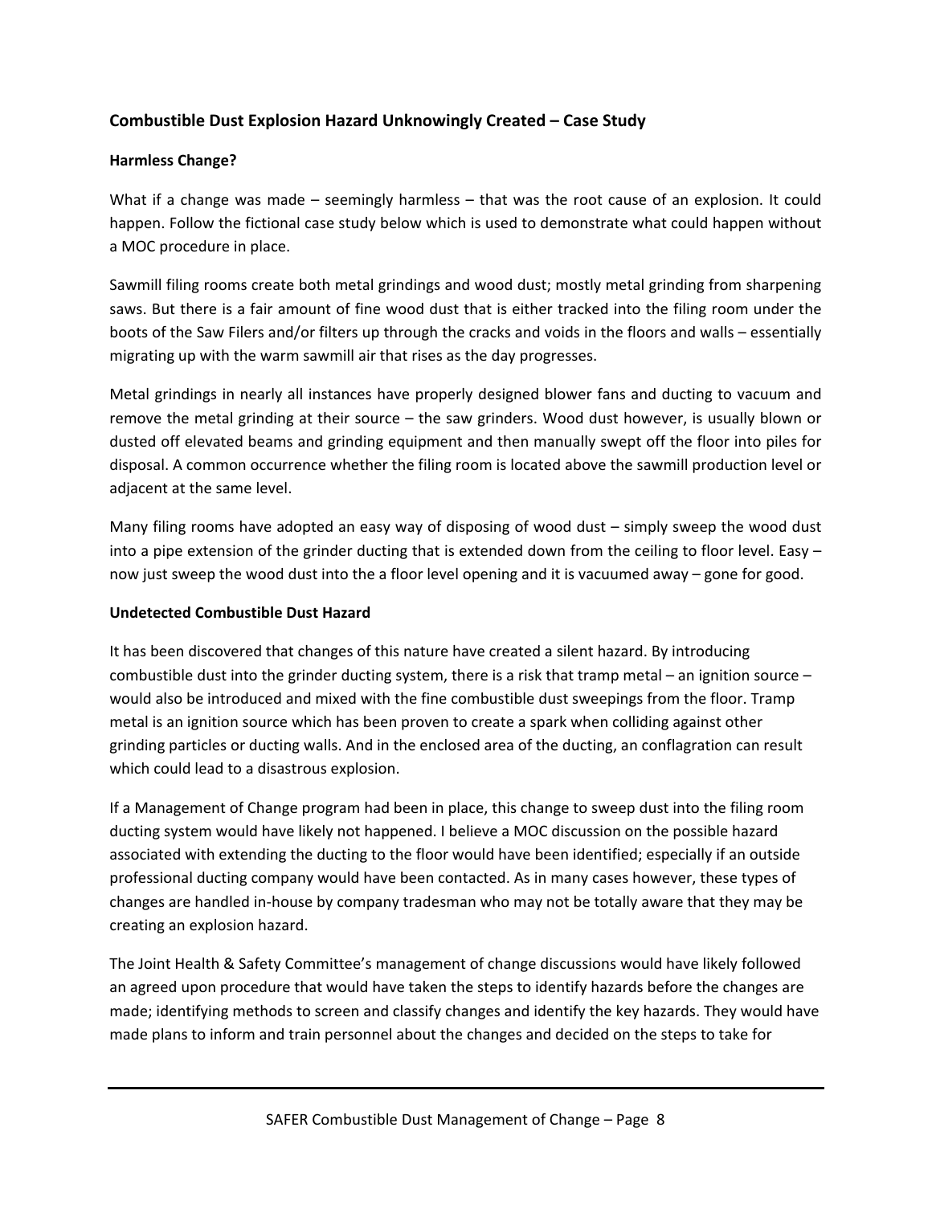## Combustible Dust Explosion Hazard Unknowingly Created – Case Study

### Harmless Change?

What if a change was made – seemingly harmless – that was the root cause of an explosion. It could happen. Follow the fictional case study below which is used to demonstrate what could happen without a MOC procedure in place.

Sawmill filing rooms create both metal grindings and wood dust; mostly metal grinding from sharpening saws. But there is a fair amount of fine wood dust that is either tracked into the filing room under the boots of the Saw Filers and/or filters up through the cracks and voids in the floors and walls – essentially migrating up with the warm sawmill air that rises as the day progresses.

Metal grindings in nearly all instances have properly designed blower fans and ducting to vacuum and remove the metal grinding at their source – the saw grinders. Wood dust however, is usually blown or dusted off elevated beams and grinding equipment and then manually swept off the floor into piles for disposal. A common occurrence whether the filing room is located above the sawmill production level or adjacent at the same level.

Many filing rooms have adopted an easy way of disposing of wood dust – simply sweep the wood dust into a pipe extension of the grinder ducting that is extended down from the ceiling to floor level. Easy – now just sweep the wood dust into the a floor level opening and it is vacuumed away – gone for good.

### Undetected Combustible Dust Hazard

It has been discovered that changes of this nature have created a silent hazard. By introducing combustible dust into the grinder ducting system, there is a risk that tramp metal – an ignition source – would also be introduced and mixed with the fine combustible dust sweepings from the floor. Tramp metal is an ignition source which has been proven to create a spark when colliding against other grinding particles or ducting walls. And in the enclosed area of the ducting, an conflagration can result which could lead to a disastrous explosion.

If a Management of Change program had been in place, this change to sweep dust into the filing room ducting system would have likely not happened. I believe a MOC discussion on the possible hazard associated with extending the ducting to the floor would have been identified; especially if an outside professional ducting company would have been contacted. As in many cases however, these types of changes are handled in-house by company tradesman who may not be totally aware that they may be creating an explosion hazard.

The Joint Health & Safety Committee's management of change discussions would have likely followed an agreed upon procedure that would have taken the steps to identify hazards before the changes are made; identifying methods to screen and classify changes and identify the key hazards. They would have made plans to inform and train personnel about the changes and decided on the steps to take for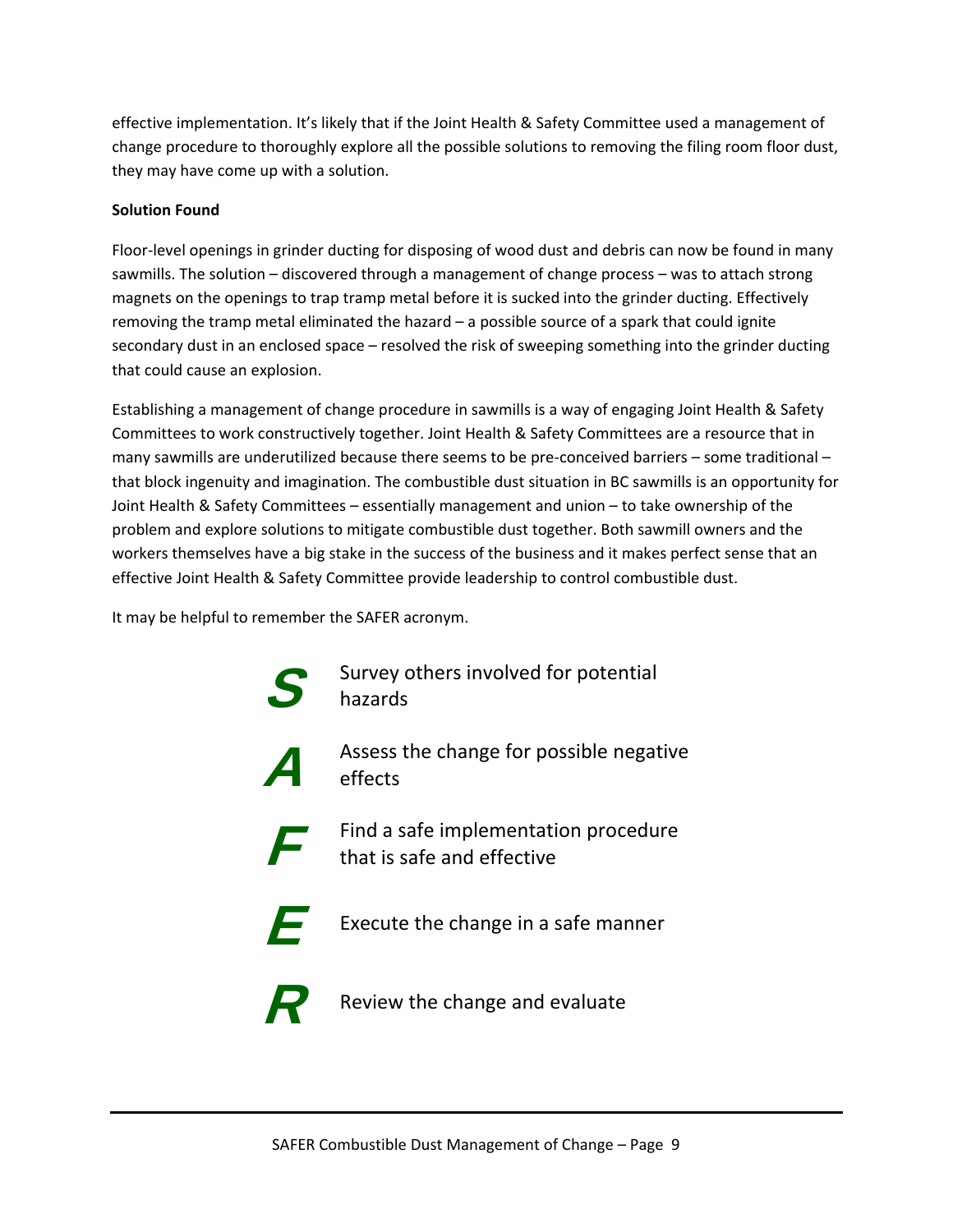effective implementation. It's likely that if the Joint Health & Safety Committee used a management of change procedure to thoroughly explore all the possible solutions to removing the filing room floor dust, they may have come up with a solution.

**Solution Found**

Floor-level openings in grinder ducting for disposing of wood dust and debris can now be found in many sawmills. The solution – discovered through a management of change process – was to attach strong magnets on the openings to trap tramp metal before it is sucked into the grinder ducting. Effectively removing the tramp metal eliminated the hazard – a possible source of a spark that could ignite secondary dust in an enclosed space – resolved the risk of sweeping something into the grinder ducting that could cause an explosion.

Establishing a management of change procedure in sawmills is a way of engaging Joint Health & Safety Committees to work constructively together. Joint Health & Safety Committees are a resource that in many sawmills are underutilized because there seems to be pre-conceived barriers – some traditional – that block ingenuity and imagination. The combustible dust situation in BC sawmills is an opportunity for Joint Health & Safety Committees – essentially management and union – to take ownership of the problem and explore solutions to mitigate combustible dust together. Both sawmill owners and the workers themselves have a big stake in the success of the business and it makes perfect sense that an effective Joint Health & Safety Committee provide leadership to control combustible dust.

It may be helpful to remember the SAFER acronym.

- **S** Survey others involved for potential hazards
- **A** Assess the change for possible negative effects
- **F** Find a safe implementation procedure that is safe and effective
- **E** Execute the change in a safe manner
- **R** Review the change and evaluate